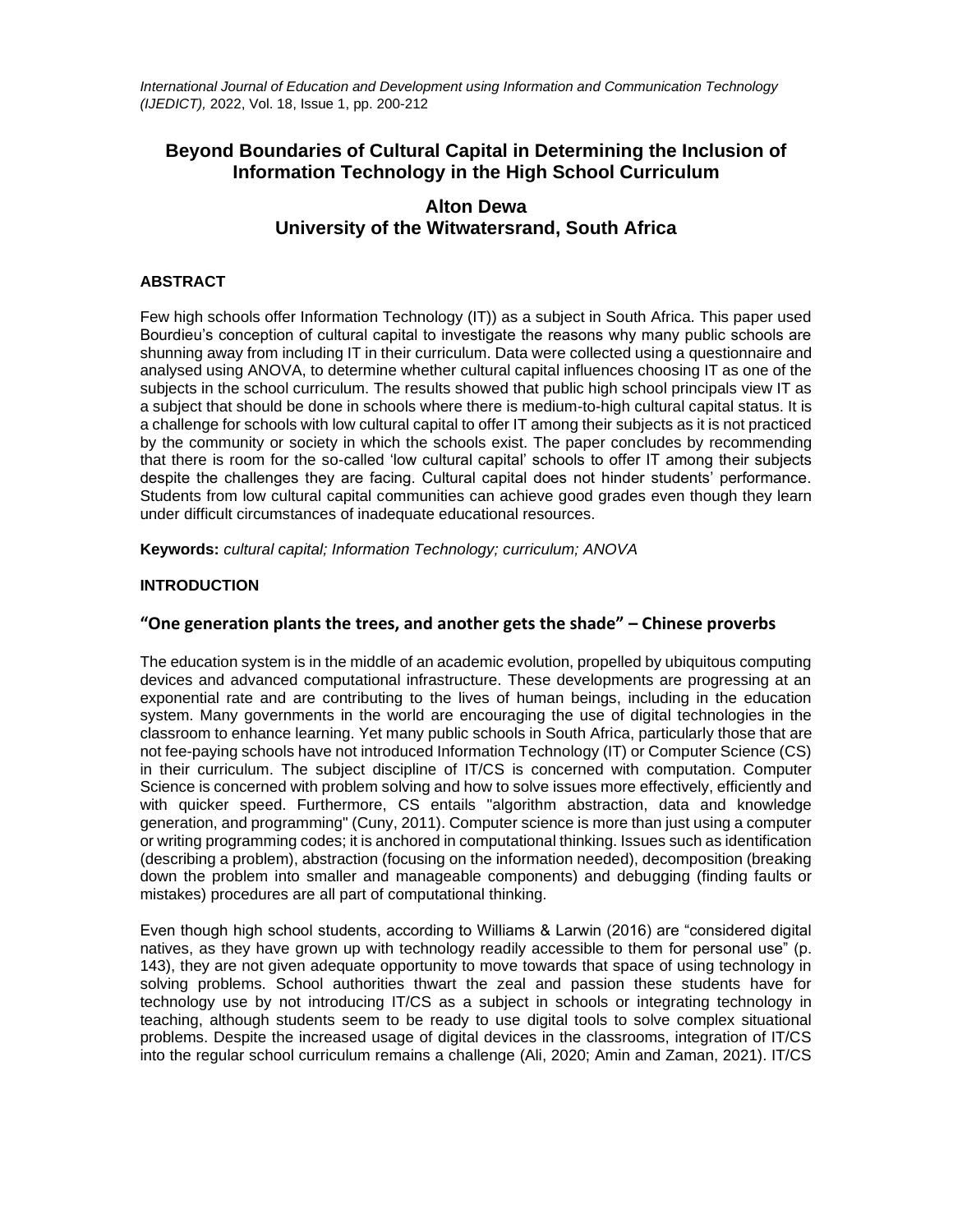# Beyond Boundaries of Cultural Capital in Determining the Inclusion of Information Technology in the High School Curriculum

**Alton Dewa**
**University of the Witwatersrand, South Africa**

## ABSTRACT

Few high schools offer Information Technology (IT)) as a subject in South Africa. This paper used Bourdieu's conception of cultural capital to investigate the reasons why many public schools are shunning away from including IT in their curriculum. Data were collected using a questionnaire and analysed using ANOVA, to determine whether cultural capital influences choosing IT as one of the subjects in the school curriculum. The results showed that public high school principals view IT as a subject that should be done in schools where there is medium-to-high cultural capital status. It is a challenge for schools with low cultural capital to offer IT among their subjects as it is not practiced by the community or society in which the schools exist. The paper concludes by recommending that there is room for the so-called 'low cultural capital' schools to offer IT among their subjects despite the challenges they are facing. Cultural capital does not hinder students' performance. Students from low cultural capital communities can achieve good grades even though they learn under difficult circumstances of inadequate educational resources.

**Keywords:** *cultural capital; Information Technology; curriculum; ANOVA*

## INTRODUCTION

### "One generation plants the trees, and another gets the shade" – Chinese proverbs

The education system is in the middle of an academic evolution, propelled by ubiquitous computing devices and advanced computational infrastructure. These developments are progressing at an exponential rate and are contributing to the lives of human beings, including in the education system. Many governments in the world are encouraging the use of digital technologies in the classroom to enhance learning. Yet many public schools in South Africa, particularly those that are not fee-paying schools have not introduced Information Technology (IT) or Computer Science (CS) in their curriculum. The subject discipline of IT/CS is concerned with computation. Computer Science is concerned with problem solving and how to solve issues more effectively, efficiently and with quicker speed. Furthermore, CS entails "algorithm abstraction, data and knowledge generation, and programming" (Cuny, 2011). Computer science is more than just using a computer or writing programming codes; it is anchored in computational thinking. Issues such as identification (describing a problem), abstraction (focusing on the information needed), decomposition (breaking down the problem into smaller and manageable components) and debugging (finding faults or mistakes) procedures are all part of computational thinking.

Even though high school students, according to Williams & Larwin (2016) are "considered digital natives, as they have grown up with technology readily accessible to them for personal use" (p. 143), they are not given adequate opportunity to move towards that space of using technology in solving problems. School authorities thwart the zeal and passion these students have for technology use by not introducing IT/CS as a subject in schools or integrating technology in teaching, although students seem to be ready to use digital tools to solve complex situational problems. Despite the increased usage of digital devices in the classrooms, integration of IT/CS into the regular school curriculum remains a challenge (Ali, 2020; Amin and Zaman, 2021). IT/CS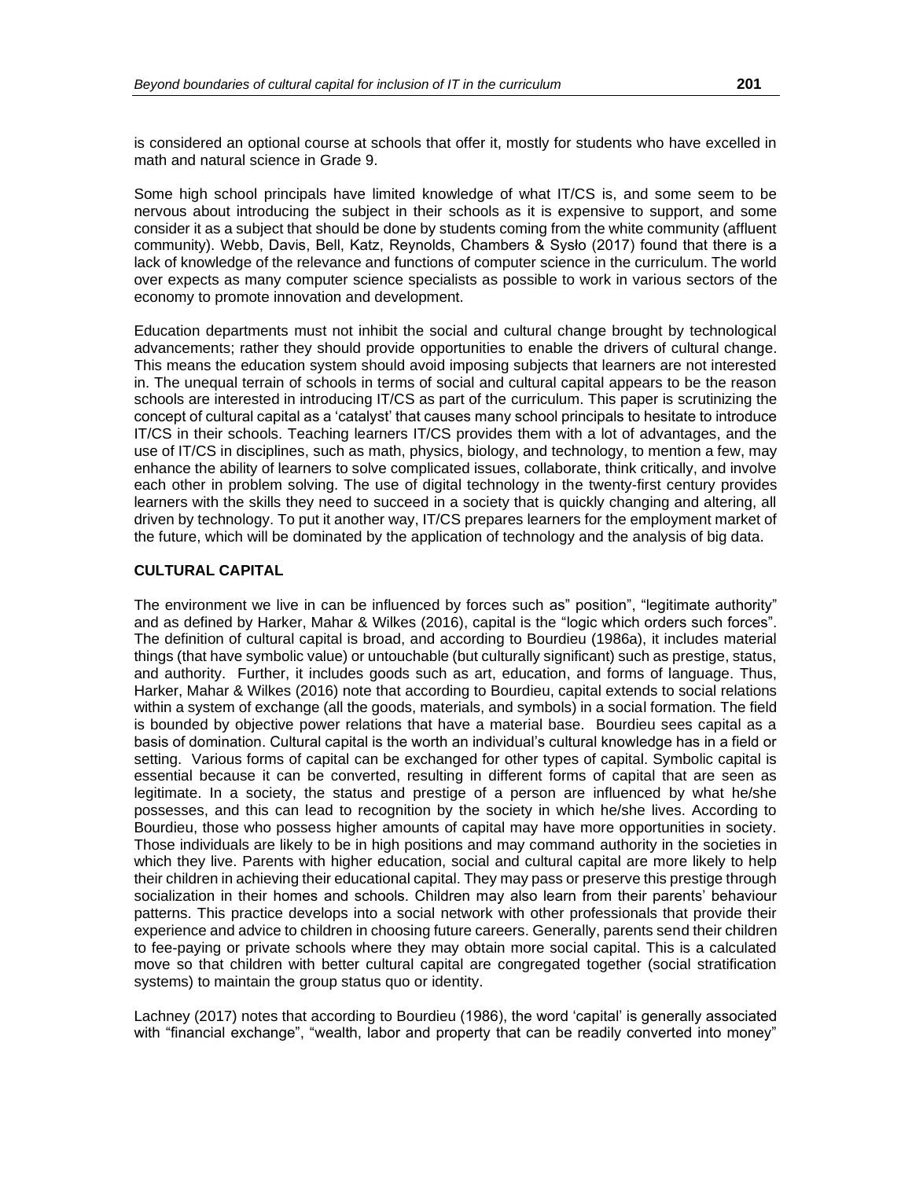is considered an optional course at schools that offer it, mostly for students who have excelled in math and natural science in Grade 9.

Some high school principals have limited knowledge of what IT/CS is, and some seem to be nervous about introducing the subject in their schools as it is expensive to support, and some consider it as a subject that should be done by students coming from the white community (affluent community). Webb, Davis, Bell, Katz, Reynolds, Chambers & Sysło (2017) found that there is a lack of knowledge of the relevance and functions of computer science in the curriculum. The world over expects as many computer science specialists as possible to work in various sectors of the economy to promote innovation and development.

Education departments must not inhibit the social and cultural change brought by technological advancements; rather they should provide opportunities to enable the drivers of cultural change. This means the education system should avoid imposing subjects that learners are not interested in. The unequal terrain of schools in terms of social and cultural capital appears to be the reason schools are interested in introducing IT/CS as part of the curriculum. This paper is scrutinizing the concept of cultural capital as a 'catalyst' that causes many school principals to hesitate to introduce IT/CS in their schools. Teaching learners IT/CS provides them with a lot of advantages, and the use of IT/CS in disciplines, such as math, physics, biology, and technology, to mention a few, may enhance the ability of learners to solve complicated issues, collaborate, think critically, and involve each other in problem solving. The use of digital technology in the twenty-first century provides learners with the skills they need to succeed in a society that is quickly changing and altering, all driven by technology. To put it another way, IT/CS prepares learners for the employment market of the future, which will be dominated by the application of technology and the analysis of big data.

## CULTURAL CAPITAL

The environment we live in can be influenced by forces such as" position", "legitimate authority" and as defined by Harker, Mahar & Wilkes (2016), capital is the "logic which orders such forces". The definition of cultural capital is broad, and according to Bourdieu (1986a), it includes material things (that have symbolic value) or untouchable (but culturally significant) such as prestige, status, and authority. Further, it includes goods such as art, education, and forms of language. Thus, Harker, Mahar & Wilkes (2016) note that according to Bourdieu, capital extends to social relations within a system of exchange (all the goods, materials, and symbols) in a social formation. The field is bounded by objective power relations that have a material base. Bourdieu sees capital as a basis of domination. Cultural capital is the worth an individual's cultural knowledge has in a field or setting. Various forms of capital can be exchanged for other types of capital. Symbolic capital is essential because it can be converted, resulting in different forms of capital that are seen as legitimate. In a society, the status and prestige of a person are influenced by what he/she possesses, and this can lead to recognition by the society in which he/she lives. According to Bourdieu, those who possess higher amounts of capital may have more opportunities in society. Those individuals are likely to be in high positions and may command authority in the societies in which they live. Parents with higher education, social and cultural capital are more likely to help their children in achieving their educational capital. They may pass or preserve this prestige through socialization in their homes and schools. Children may also learn from their parents' behaviour patterns. This practice develops into a social network with other professionals that provide their experience and advice to children in choosing future careers. Generally, parents send their children to fee-paying or private schools where they may obtain more social capital. This is a calculated move so that children with better cultural capital are congregated together (social stratification systems) to maintain the group status quo or identity.

Lachney (2017) notes that according to Bourdieu (1986), the word 'capital' is generally associated with "financial exchange", "wealth, labor and property that can be readily converted into money"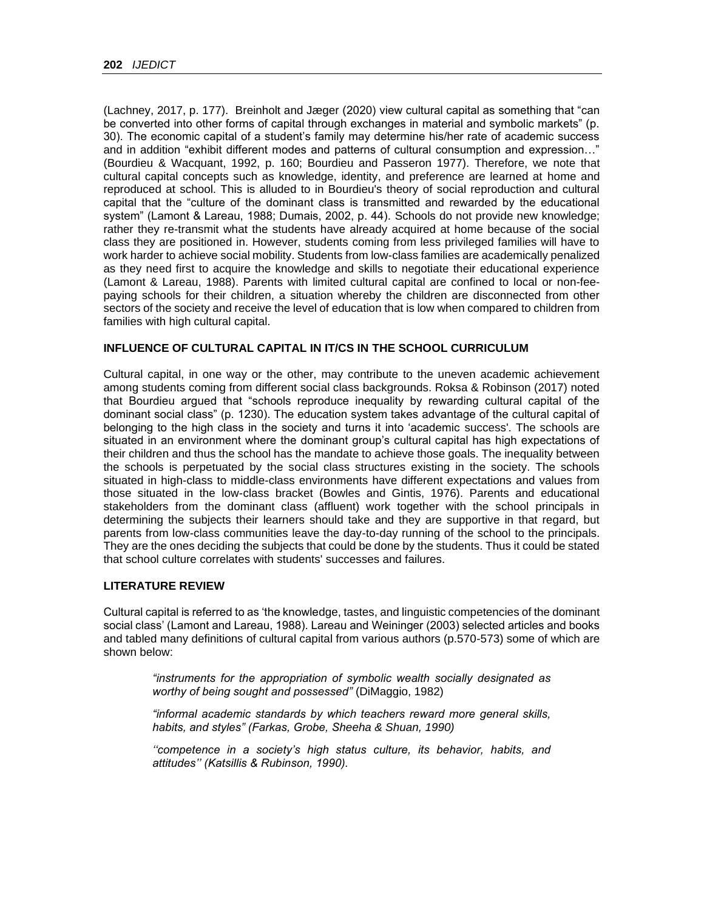(Lachney, 2017, p. 177). Breinholt and Jæger (2020) view cultural capital as something that "can be converted into other forms of capital through exchanges in material and symbolic markets" (p. 30). The economic capital of a student's family may determine his/her rate of academic success and in addition "exhibit different modes and patterns of cultural consumption and expression…" (Bourdieu & Wacquant, 1992, p. 160; Bourdieu and Passeron 1977). Therefore, we note that cultural capital concepts such as knowledge, identity, and preference are learned at home and reproduced at school. This is alluded to in Bourdieu's theory of social reproduction and cultural capital that the "culture of the dominant class is transmitted and rewarded by the educational system" (Lamont & Lareau, 1988; Dumais, 2002, p. 44). Schools do not provide new knowledge; rather they re-transmit what the students have already acquired at home because of the social class they are positioned in. However, students coming from less privileged families will have to work harder to achieve social mobility. Students from low-class families are academically penalized as they need first to acquire the knowledge and skills to negotiate their educational experience (Lamont & Lareau, 1988). Parents with limited cultural capital are confined to local or non-fee-paying schools for their children, a situation whereby the children are disconnected from other sectors of the society and receive the level of education that is low when compared to children from families with high cultural capital.

## INFLUENCE OF CULTURAL CAPITAL IN IT/CS IN THE SCHOOL CURRICULUM

Cultural capital, in one way or the other, may contribute to the uneven academic achievement among students coming from different social class backgrounds. Roksa & Robinson (2017) noted that Bourdieu argued that "schools reproduce inequality by rewarding cultural capital of the dominant social class" (p. 1230). The education system takes advantage of the cultural capital of belonging to the high class in the society and turns it into 'academic success'. The schools are situated in an environment where the dominant group's cultural capital has high expectations of their children and thus the school has the mandate to achieve those goals. The inequality between the schools is perpetuated by the social class structures existing in the society. The schools situated in high-class to middle-class environments have different expectations and values from those situated in the low-class bracket (Bowles and Gintis, 1976). Parents and educational stakeholders from the dominant class (affluent) work together with the school principals in determining the subjects their learners should take and they are supportive in that regard, but parents from low-class communities leave the day-to-day running of the school to the principals. They are the ones deciding the subjects that could be done by the students. Thus it could be stated that school culture correlates with students' successes and failures.

## LITERATURE REVIEW

Cultural capital is referred to as 'the knowledge, tastes, and linguistic competencies of the dominant social class' (Lamont and Lareau, 1988). Lareau and Weininger (2003) selected articles and books and tabled many definitions of cultural capital from various authors (p.570-573) some of which are shown below:

> *"instruments for the appropriation of symbolic wealth socially designated as worthy of being sought and possessed"* (DiMaggio, 1982)
>
> *"informal academic standards by which teachers reward more general skills, habits, and styles" (Farkas, Grobe, Sheeha & Shuan, 1990)*
>
> *''competence in a society's high status culture, its behavior, habits, and attitudes'' (Katsillis & Rubinson, 1990).*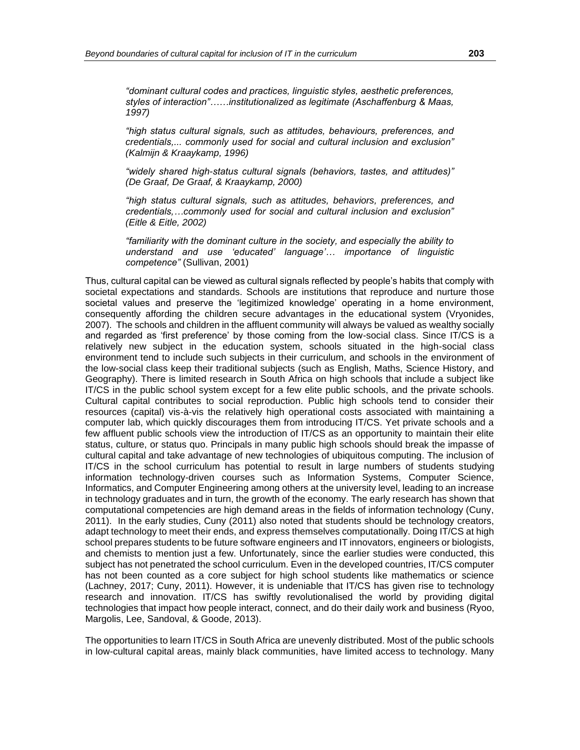*"dominant cultural codes and practices, linguistic styles, aesthetic preferences, styles of interaction"……institutionalized as legitimate (Aschaffenburg & Maas, 1997)*

*"high status cultural signals, such as attitudes, behaviours, preferences, and credentials,... commonly used for social and cultural inclusion and exclusion" (Kalmijn & Kraaykamp, 1996)*

*"widely shared high-status cultural signals (behaviors, tastes, and attitudes)" (De Graaf, De Graaf, & Kraaykamp, 2000)*

*"high status cultural signals, such as attitudes, behaviors, preferences, and credentials,…commonly used for social and cultural inclusion and exclusion" (Eitle & Eitle, 2002)*

*"familiarity with the dominant culture in the society, and especially the ability to understand and use 'educated' language'… importance of linguistic competence"* (Sullivan, 2001)

Thus, cultural capital can be viewed as cultural signals reflected by people's habits that comply with societal expectations and standards. Schools are institutions that reproduce and nurture those societal values and preserve the 'legitimized knowledge' operating in a home environment, consequently affording the children secure advantages in the educational system (Vryonides, 2007). The schools and children in the affluent community will always be valued as wealthy socially and regarded as 'first preference' by those coming from the low-social class. Since IT/CS is a relatively new subject in the education system, schools situated in the high-social class environment tend to include such subjects in their curriculum, and schools in the environment of the low-social class keep their traditional subjects (such as English, Maths, Science History, and Geography). There is limited research in South Africa on high schools that include a subject like IT/CS in the public school system except for a few elite public schools, and the private schools. Cultural capital contributes to social reproduction. Public high schools tend to consider their resources (capital) vis-à-vis the relatively high operational costs associated with maintaining a computer lab, which quickly discourages them from introducing IT/CS. Yet private schools and a few affluent public schools view the introduction of IT/CS as an opportunity to maintain their elite status, culture, or status quo. Principals in many public high schools should break the impasse of cultural capital and take advantage of new technologies of ubiquitous computing. The inclusion of IT/CS in the school curriculum has potential to result in large numbers of students studying information technology-driven courses such as Information Systems, Computer Science, Informatics, and Computer Engineering among others at the university level, leading to an increase in technology graduates and in turn, the growth of the economy. The early research has shown that computational competencies are high demand areas in the fields of information technology (Cuny, 2011). In the early studies, Cuny (2011) also noted that students should be technology creators, adapt technology to meet their ends, and express themselves computationally. Doing IT/CS at high school prepares students to be future software engineers and IT innovators, engineers or biologists, and chemists to mention just a few. Unfortunately, since the earlier studies were conducted, this subject has not penetrated the school curriculum. Even in the developed countries, IT/CS computer has not been counted as a core subject for high school students like mathematics or science (Lachney, 2017; Cuny, 2011). However, it is undeniable that IT/CS has given rise to technology research and innovation. IT/CS has swiftly revolutionalised the world by providing digital technologies that impact how people interact, connect, and do their daily work and business (Ryoo, Margolis, Lee, Sandoval, & Goode, 2013).

The opportunities to learn IT/CS in South Africa are unevenly distributed. Most of the public schools in low-cultural capital areas, mainly black communities, have limited access to technology. Many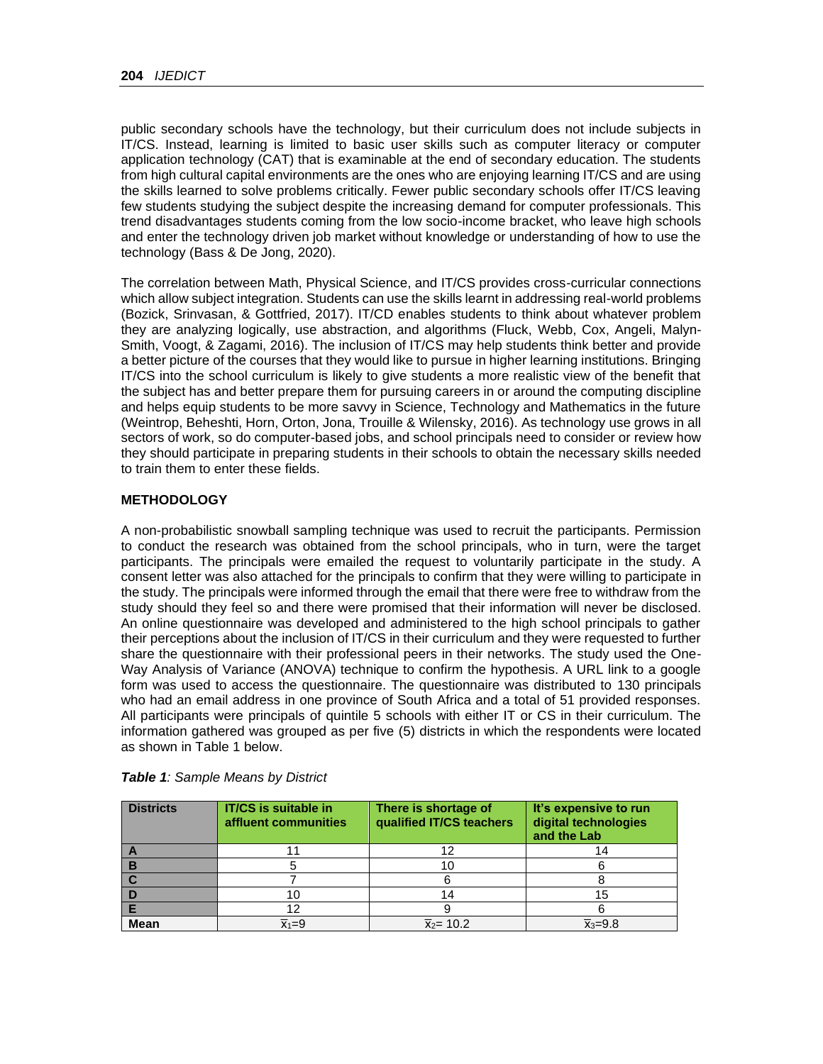public secondary schools have the technology, but their curriculum does not include subjects in IT/CS. Instead, learning is limited to basic user skills such as computer literacy or computer application technology (CAT) that is examinable at the end of secondary education. The students from high cultural capital environments are the ones who are enjoying learning IT/CS and are using the skills learned to solve problems critically. Fewer public secondary schools offer IT/CS leaving few students studying the subject despite the increasing demand for computer professionals. This trend disadvantages students coming from the low socio-income bracket, who leave high schools and enter the technology driven job market without knowledge or understanding of how to use the technology (Bass & De Jong, 2020).

The correlation between Math, Physical Science, and IT/CS provides cross-curricular connections which allow subject integration. Students can use the skills learnt in addressing real-world problems (Bozick, Srinvasan, & Gottfried, 2017). IT/CD enables students to think about whatever problem they are analyzing logically, use abstraction, and algorithms (Fluck, Webb, Cox, Angeli, Malyn-Smith, Voogt, & Zagami, 2016). The inclusion of IT/CS may help students think better and provide a better picture of the courses that they would like to pursue in higher learning institutions. Bringing IT/CS into the school curriculum is likely to give students a more realistic view of the benefit that the subject has and better prepare them for pursuing careers in or around the computing discipline and helps equip students to be more savvy in Science, Technology and Mathematics in the future (Weintrop, Beheshti, Horn, Orton, Jona, Trouille & Wilensky, 2016). As technology use grows in all sectors of work, so do computer-based jobs, and school principals need to consider or review how they should participate in preparing students in their schools to obtain the necessary skills needed to train them to enter these fields.

## METHODOLOGY

A non-probabilistic snowball sampling technique was used to recruit the participants. Permission to conduct the research was obtained from the school principals, who in turn, were the target participants. The principals were emailed the request to voluntarily participate in the study. A consent letter was also attached for the principals to confirm that they were willing to participate in the study. The principals were informed through the email that there were free to withdraw from the study should they feel so and there were promised that their information will never be disclosed. An online questionnaire was developed and administered to the high school principals to gather their perceptions about the inclusion of IT/CS in their curriculum and they were requested to further share the questionnaire with their professional peers in their networks. The study used the One-Way Analysis of Variance (ANOVA) technique to confirm the hypothesis. A URL link to a google form was used to access the questionnaire. The questionnaire was distributed to 130 principals who had an email address in one province of South Africa and a total of 51 provided responses. All participants were principals of quintile 5 schools with either IT or CS in their curriculum. The information gathered was grouped as per five (5) districts in which the respondents were located as shown in Table 1 below.

***Table 1****: Sample Means by District*

| Districts | IT/CS is suitable in affluent communities | There is shortage of qualified IT/CS teachers | It's expensive to run digital technologies and the Lab |
|---|---|---|---|
| A | 11 | 12 | 14 |
| B | 5 | 10 | 6 |
| C | 7 | 6 | 8 |
| D | 10 | 14 | 15 |
| E | 12 | 9 | 6 |
| Mean | $\bar{x}_1=9$ | $\bar{x}_2= 10.2$ | $\bar{x}_3=9.8$ |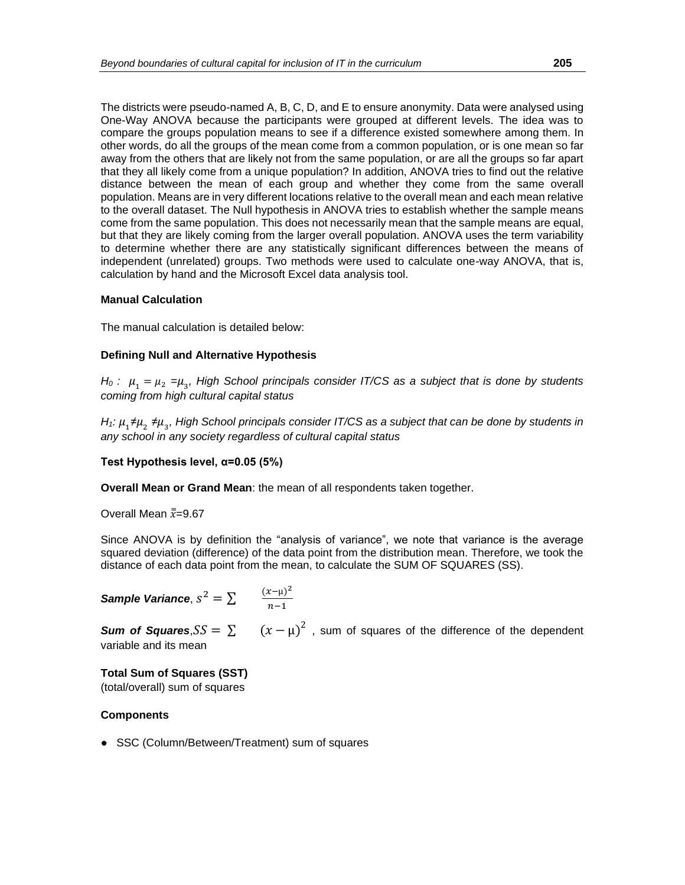The districts were pseudo-named A, B, C, D, and E to ensure anonymity. Data were analysed using One-Way ANOVA because the participants were grouped at different levels. The idea was to compare the groups population means to see if a difference existed somewhere among them. In other words, do all the groups of the mean come from a common population, or is one mean so far away from the others that are likely not from the same population, or are all the groups so far apart that they all likely come from a unique population? In addition, ANOVA tries to find out the relative distance between the mean of each group and whether they come from the same overall population. Means are in very different locations relative to the overall mean and each mean relative to the overall dataset. The Null hypothesis in ANOVA tries to establish whether the sample means come from the same population. This does not necessarily mean that the sample means are equal, but that they are likely coming from the larger overall population. ANOVA uses the term variability to determine whether there are any statistically significant differences between the means of independent (unrelated) groups. Two methods were used to calculate one-way ANOVA, that is, calculation by hand and the Microsoft Excel data analysis tool.

**Manual Calculation**

The manual calculation is detailed below:

**Defining Null and Alternative Hypothesis**

*$H_0$ : $\mu_1 = \mu_2 = \mu_3$, High School principals consider IT/CS as a subject that is done by students coming from high cultural capital status*

*$H_1$: $\mu_1 \neq \mu_2 \neq \mu_3$, High School principals consider IT/CS as a subject that can be done by students in any school in any society regardless of cultural capital status*

**Test Hypothesis level, α=0.05 (5%)**

**Overall Mean or Grand Mean**: the mean of all respondents taken together.

Overall Mean $\bar{\bar{x}}$=9.67

Since ANOVA is by definition the "analysis of variance", we note that variance is the average squared deviation (difference) of the data point from the distribution mean. Therefore, we took the distance of each data point from the mean, to calculate the SUM OF SQUARES (SS).

***Sample Variance***, $s^2 = \sum \frac{(x-\mu)^2}{n-1}$

***Sum of Squares***, $SS = \sum (x-\mu)^2$ , sum of squares of the difference of the dependent variable and its mean

**Total Sum of Squares (SST)**
(total/overall) sum of squares

**Components**

- SSC (Column/Between/Treatment) sum of squares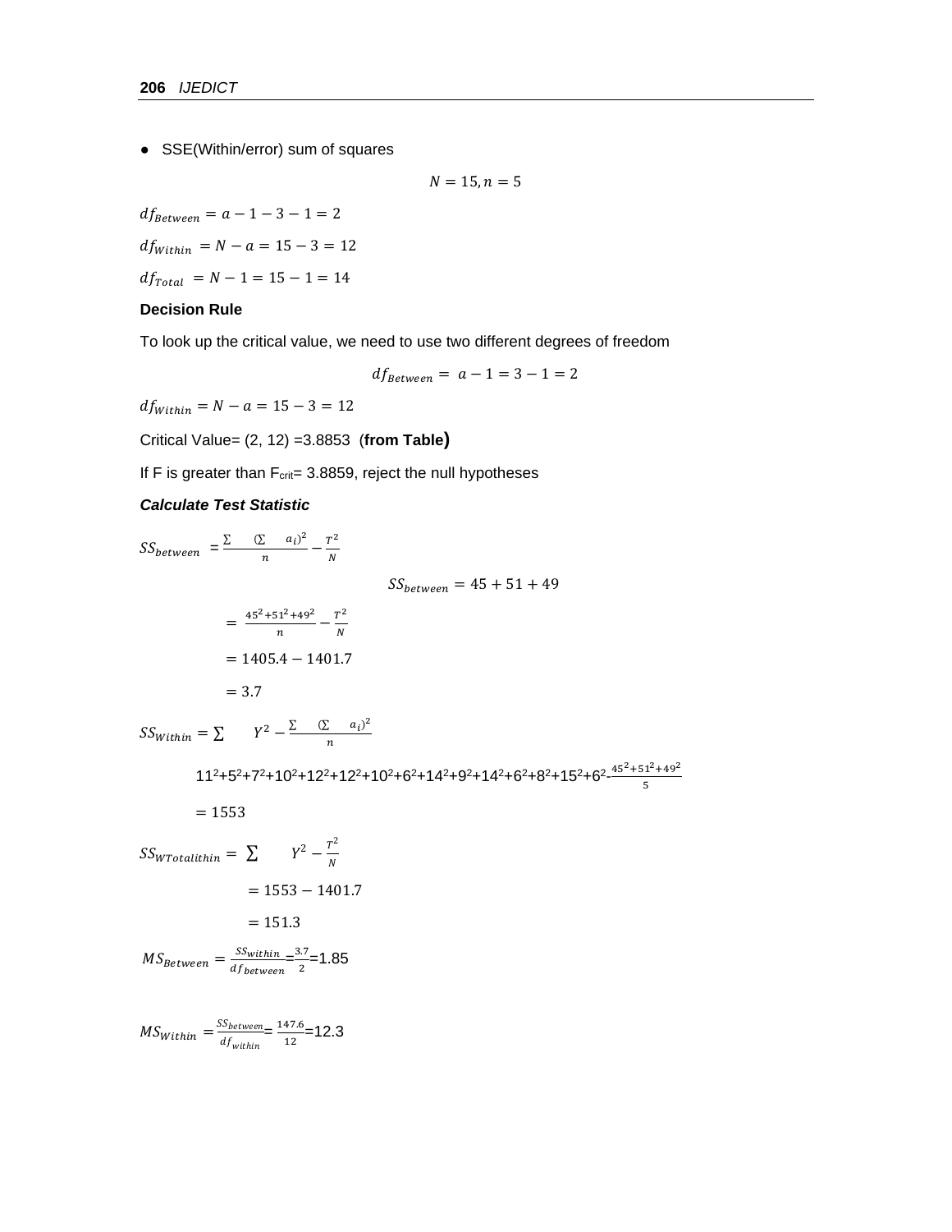- SSE(Within/error) sum of squares

$$N = 15, n = 5$$

$df_{Between} = a - 1 - 3 - 1 = 2$

$df_{Within} = N - a = 15 - 3 = 12$

$df_{Total} = N - 1 = 15 - 1 = 14$

**Decision Rule**

To look up the critical value, we need to use two different degrees of freedom

$$df_{Between} = a - 1 = 3 - 1 = 2$$

$df_{Within} = N - a = 15 - 3 = 12$

Critical Value= (2, 12) =3.8853 (**from Table)**

If F is greater than $F_{crit}$= 3.8859, reject the null hypotheses

***Calculate Test Statistic***

$SS_{between} = \frac{\sum (\sum a_i)^2}{n} - \frac{T^2}{N}$

$$SS_{between} = 45 + 51 + 49$$

$= \frac{45^2+51^2+49^2}{n} - \frac{T^2}{N}$

$= 1405.4 - 1401.7$

$= 3.7$

$SS_{Within} = \sum Y^2 - \frac{\sum (\sum a_i)^2}{n}$

$11^2+5^2+7^2+10^2+12^2+12^2+10^2+6^2+14^2+9^2+14^2+6^2+8^2+15^2+6^2-\frac{45^2+51^2+49^2}{5}$

$= 1553$

$SS_{WTotalithin} = \sum Y^2 - \frac{T^2}{N}$

$= 1553 - 1401.7$

$= 151.3$

$MS_{Between} = \frac{SS_{within}}{df_{between}} = \frac{3.7}{2} = 1.85$

$MS_{Within} = \frac{SS_{between}}{df_{within}} = \frac{147.6}{12} = 12.3$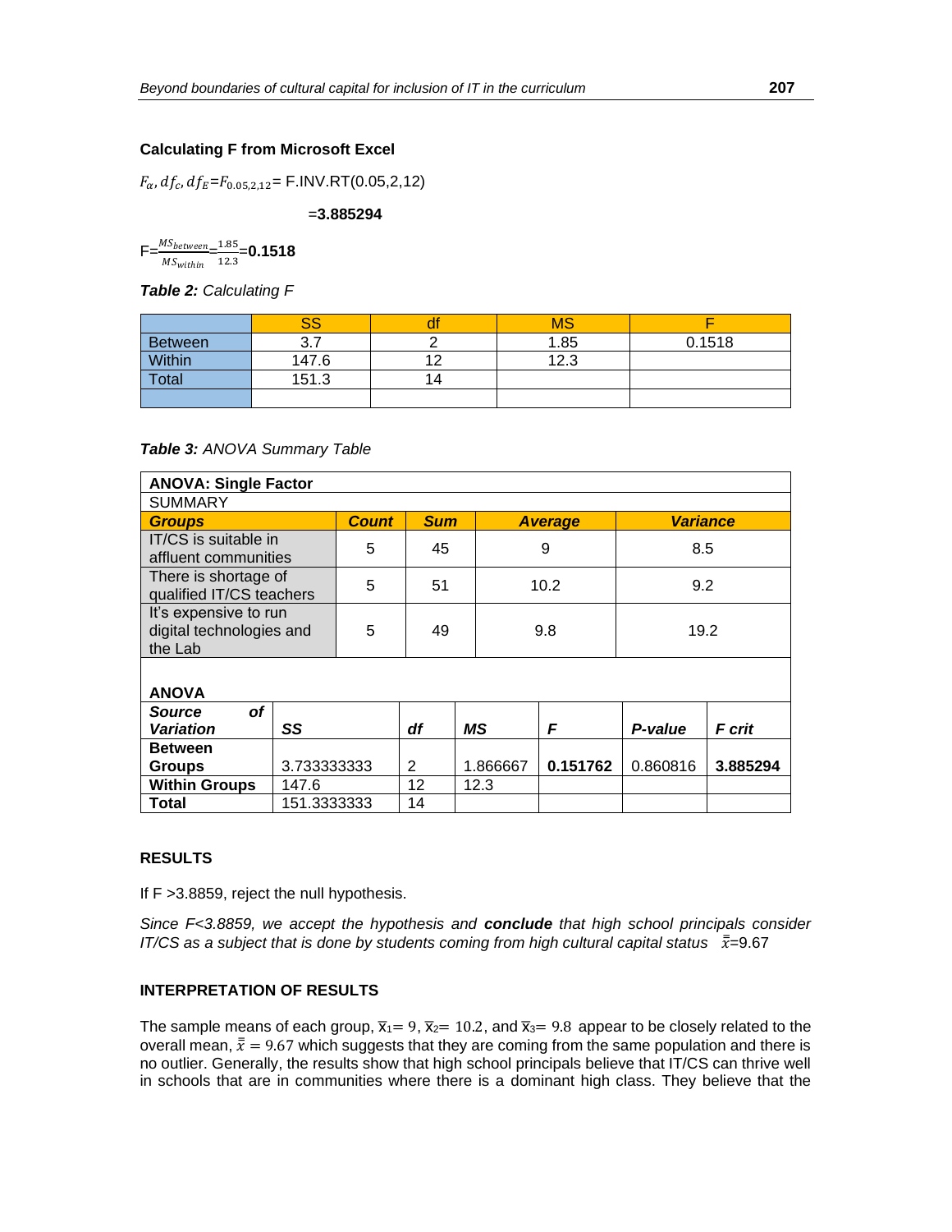**Calculating F from Microsoft Excel**

$F_{\alpha}, df_c, df_E$=$F_{0.05,2,12}$= F.INV.RT(0.05,2,12)

=**3.885294**

F=$\frac{MS_{between}}{MS_{within}}$=$\frac{1.85}{12.3}$=**0.1518**

***Table 2:*** *Calculating F*

| | SS | df | MS | F |
|---|---|---|---|---|
| Between | 3.7 | 2 | 1.85 | 0.1518 |
| Within | 147.6 | 12 | 12.3 | |
| Total | 151.3 | 14 | | |
| | | | | |

***Table 3:*** *ANOVA Summary Table*

**ANOVA: Single Factor**

SUMMARY

| ***Groups*** | ***Count*** | ***Sum*** | ***Average*** | ***Variance*** |
|---|---|---|---|---|
| IT/CS is suitable in affluent communities | 5 | 45 | 9 | 8.5 |
| There is shortage of qualified IT/CS teachers | 5 | 51 | 10.2 | 9.2 |
| It's expensive to run digital technologies and the Lab | 5 | 49 | 9.8 | 19.2 |

**ANOVA**

| ***Source of Variation*** | ***SS*** | ***df*** | ***MS*** | ***F*** | ***P-value*** | ***F crit*** |
|---|---|---|---|---|---|---|
| **Between Groups** | 3.733333333 | 2 | 1.866667 | **0.151762** | 0.860816 | **3.885294** |
| **Within Groups** | 147.6 | 12 | 12.3 | | | |
| **Total** | 151.3333333 | 14 | | | | |

**RESULTS**

If F >3.8859, reject the null hypothesis.

*Since F<3.8859, we accept the hypothesis and **conclude** that high school principals consider IT/CS as a subject that is done by students coming from high cultural capital status* $\bar{\bar{x}}$=9.67

**INTERPRETATION OF RESULTS**

The sample means of each group, $\bar{x}_1 = 9$, $\bar{x}_2 = 10.2$, and $\bar{x}_3 = 9.8$ appear to be closely related to the overall mean, $\bar{\bar{x}} = 9.67$ which suggests that they are coming from the same population and there is no outlier. Generally, the results show that high school principals believe that IT/CS can thrive well in schools that are in communities where there is a dominant high class. They believe that the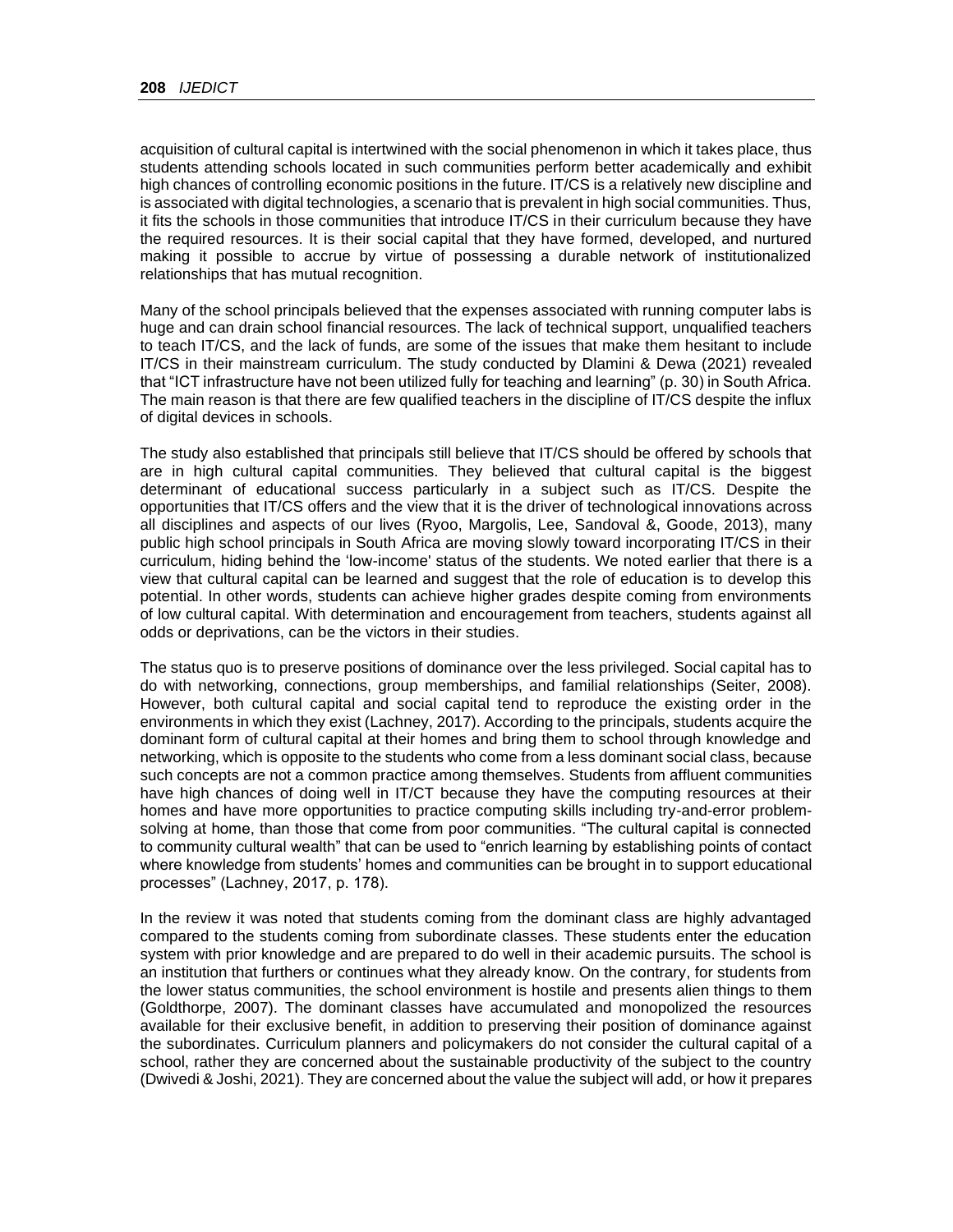acquisition of cultural capital is intertwined with the social phenomenon in which it takes place, thus students attending schools located in such communities perform better academically and exhibit high chances of controlling economic positions in the future. IT/CS is a relatively new discipline and is associated with digital technologies, a scenario that is prevalent in high social communities. Thus, it fits the schools in those communities that introduce IT/CS in their curriculum because they have the required resources. It is their social capital that they have formed, developed, and nurtured making it possible to accrue by virtue of possessing a durable network of institutionalized relationships that has mutual recognition.

Many of the school principals believed that the expenses associated with running computer labs is huge and can drain school financial resources. The lack of technical support, unqualified teachers to teach IT/CS, and the lack of funds, are some of the issues that make them hesitant to include IT/CS in their mainstream curriculum. The study conducted by Dlamini & Dewa (2021) revealed that "ICT infrastructure have not been utilized fully for teaching and learning" (p. 30) in South Africa. The main reason is that there are few qualified teachers in the discipline of IT/CS despite the influx of digital devices in schools.

The study also established that principals still believe that IT/CS should be offered by schools that are in high cultural capital communities. They believed that cultural capital is the biggest determinant of educational success particularly in a subject such as IT/CS. Despite the opportunities that IT/CS offers and the view that it is the driver of technological innovations across all disciplines and aspects of our lives (Ryoo, Margolis, Lee, Sandoval &, Goode, 2013), many public high school principals in South Africa are moving slowly toward incorporating IT/CS in their curriculum, hiding behind the 'low-income' status of the students. We noted earlier that there is a view that cultural capital can be learned and suggest that the role of education is to develop this potential. In other words, students can achieve higher grades despite coming from environments of low cultural capital. With determination and encouragement from teachers, students against all odds or deprivations, can be the victors in their studies.

The status quo is to preserve positions of dominance over the less privileged. Social capital has to do with networking, connections, group memberships, and familial relationships (Seiter, 2008). However, both cultural capital and social capital tend to reproduce the existing order in the environments in which they exist (Lachney, 2017). According to the principals, students acquire the dominant form of cultural capital at their homes and bring them to school through knowledge and networking, which is opposite to the students who come from a less dominant social class, because such concepts are not a common practice among themselves. Students from affluent communities have high chances of doing well in IT/CT because they have the computing resources at their homes and have more opportunities to practice computing skills including try-and-error problem-solving at home, than those that come from poor communities. "The cultural capital is connected to community cultural wealth" that can be used to "enrich learning by establishing points of contact where knowledge from students' homes and communities can be brought in to support educational processes" (Lachney, 2017, p. 178).

In the review it was noted that students coming from the dominant class are highly advantaged compared to the students coming from subordinate classes. These students enter the education system with prior knowledge and are prepared to do well in their academic pursuits. The school is an institution that furthers or continues what they already know. On the contrary, for students from the lower status communities, the school environment is hostile and presents alien things to them (Goldthorpe, 2007). The dominant classes have accumulated and monopolized the resources available for their exclusive benefit, in addition to preserving their position of dominance against the subordinates. Curriculum planners and policymakers do not consider the cultural capital of a school, rather they are concerned about the sustainable productivity of the subject to the country (Dwivedi & Joshi, 2021). They are concerned about the value the subject will add, or how it prepares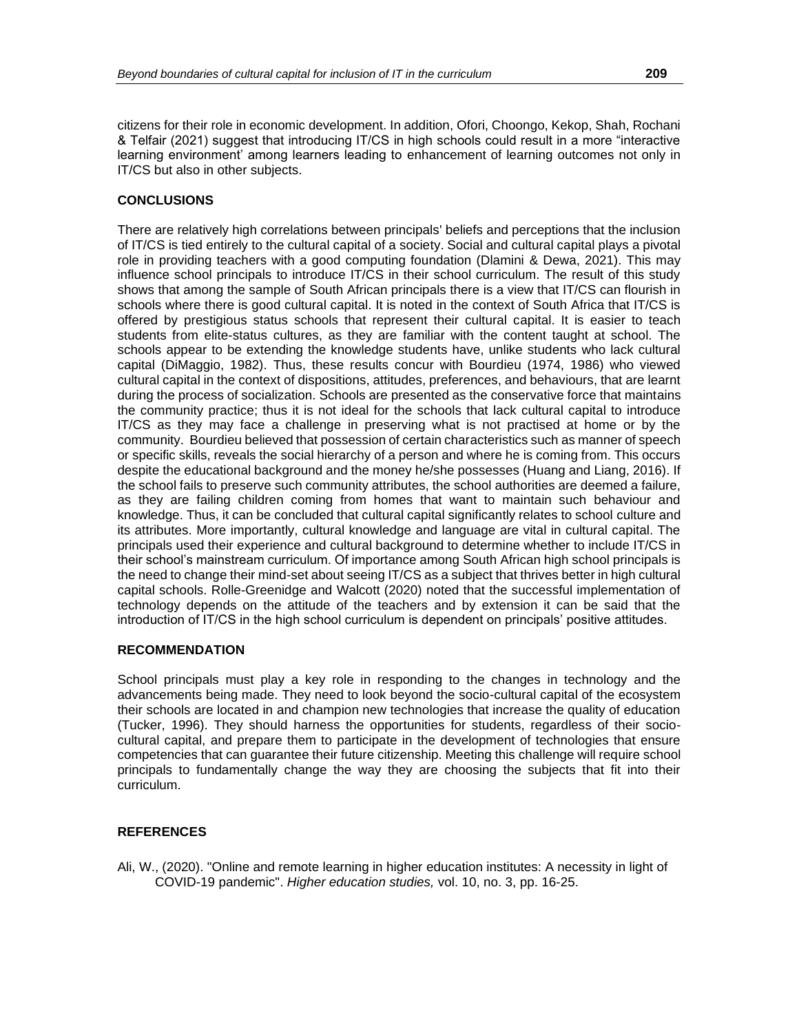citizens for their role in economic development. In addition, Ofori, Choongo, Kekop, Shah, Rochani & Telfair (2021) suggest that introducing IT/CS in high schools could result in a more "interactive learning environment' among learners leading to enhancement of learning outcomes not only in IT/CS but also in other subjects.

## CONCLUSIONS

There are relatively high correlations between principals' beliefs and perceptions that the inclusion of IT/CS is tied entirely to the cultural capital of a society. Social and cultural capital plays a pivotal role in providing teachers with a good computing foundation (Dlamini & Dewa, 2021). This may influence school principals to introduce IT/CS in their school curriculum. The result of this study shows that among the sample of South African principals there is a view that IT/CS can flourish in schools where there is good cultural capital. It is noted in the context of South Africa that IT/CS is offered by prestigious status schools that represent their cultural capital. It is easier to teach students from elite-status cultures, as they are familiar with the content taught at school. The schools appear to be extending the knowledge students have, unlike students who lack cultural capital (DiMaggio, 1982). Thus, these results concur with Bourdieu (1974, 1986) who viewed cultural capital in the context of dispositions, attitudes, preferences, and behaviours, that are learnt during the process of socialization. Schools are presented as the conservative force that maintains the community practice; thus it is not ideal for the schools that lack cultural capital to introduce IT/CS as they may face a challenge in preserving what is not practised at home or by the community. Bourdieu believed that possession of certain characteristics such as manner of speech or specific skills, reveals the social hierarchy of a person and where he is coming from. This occurs despite the educational background and the money he/she possesses (Huang and Liang, 2016). If the school fails to preserve such community attributes, the school authorities are deemed a failure, as they are failing children coming from homes that want to maintain such behaviour and knowledge. Thus, it can be concluded that cultural capital significantly relates to school culture and its attributes. More importantly, cultural knowledge and language are vital in cultural capital. The principals used their experience and cultural background to determine whether to include IT/CS in their school's mainstream curriculum. Of importance among South African high school principals is the need to change their mind-set about seeing IT/CS as a subject that thrives better in high cultural capital schools. Rolle-Greenidge and Walcott (2020) noted that the successful implementation of technology depends on the attitude of the teachers and by extension it can be said that the introduction of IT/CS in the high school curriculum is dependent on principals' positive attitudes.

## RECOMMENDATION

School principals must play a key role in responding to the changes in technology and the advancements being made. They need to look beyond the socio-cultural capital of the ecosystem their schools are located in and champion new technologies that increase the quality of education (Tucker, 1996). They should harness the opportunities for students, regardless of their socio-cultural capital, and prepare them to participate in the development of technologies that ensure competencies that can guarantee their future citizenship. Meeting this challenge will require school principals to fundamentally change the way they are choosing the subjects that fit into their curriculum.

## REFERENCES

Ali, W., (2020). "Online and remote learning in higher education institutes: A necessity in light of COVID-19 pandemic". *Higher education studies,* vol. 10, no. 3, pp. 16-25.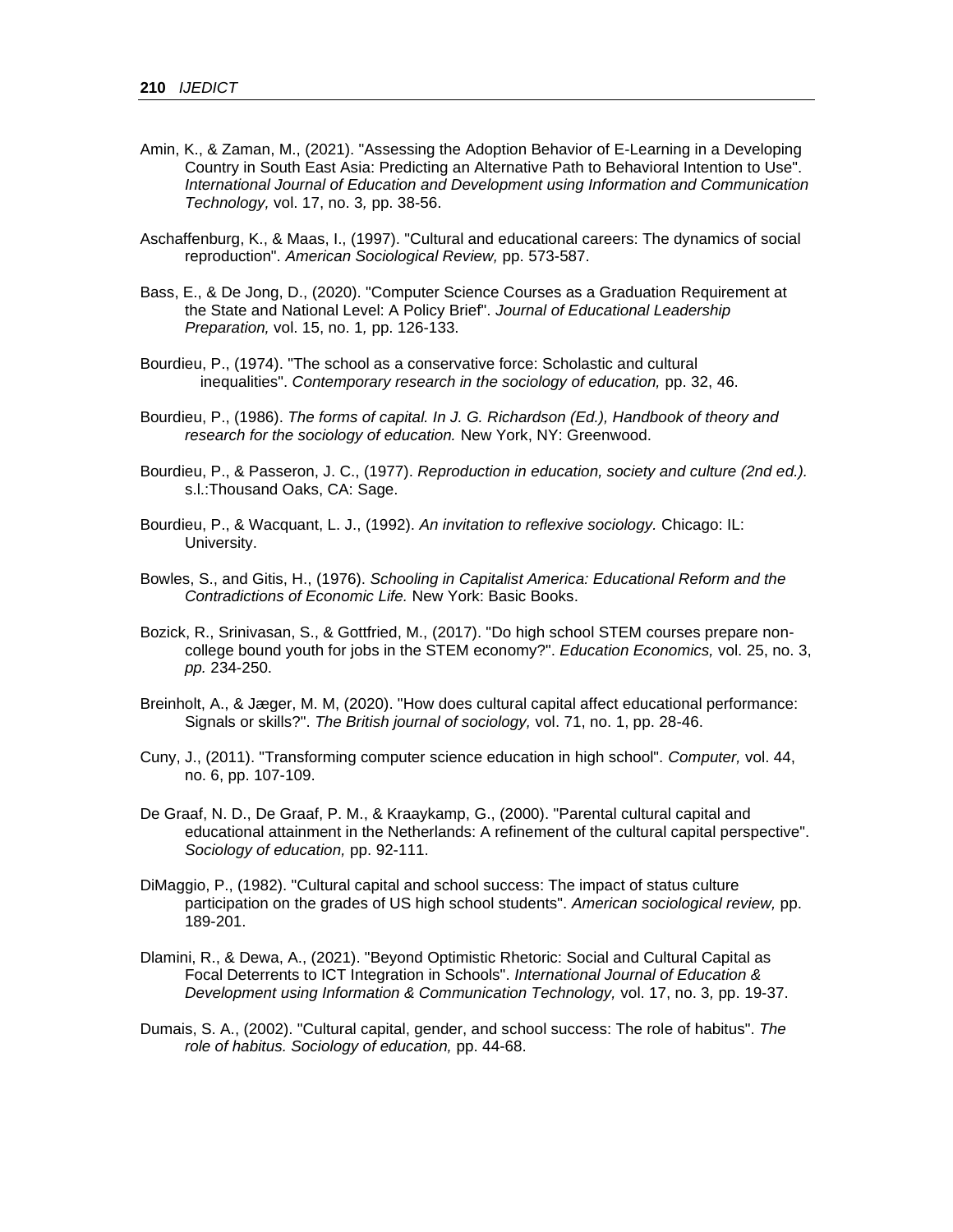Amin, K., & Zaman, M., (2021). "Assessing the Adoption Behavior of E-Learning in a Developing Country in South East Asia: Predicting an Alternative Path to Behavioral Intention to Use". *International Journal of Education and Development using Information and Communication Technology,* vol. 17, no. 3*,* pp. 38-56.

Aschaffenburg, K., & Maas, I., (1997). "Cultural and educational careers: The dynamics of social reproduction". *American Sociological Review,* pp. 573-587.

Bass, E., & De Jong, D., (2020). "Computer Science Courses as a Graduation Requirement at the State and National Level: A Policy Brief". *Journal of Educational Leadership Preparation,* vol. 15, no. 1*,* pp. 126-133.

Bourdieu, P., (1974). "The school as a conservative force: Scholastic and cultural inequalities". *Contemporary research in the sociology of education,* pp. 32, 46.

Bourdieu, P., (1986). *The forms of capital. In J. G. Richardson (Ed.), Handbook of theory and research for the sociology of education.* New York, NY: Greenwood.

Bourdieu, P., & Passeron, J. C., (1977). *Reproduction in education, society and culture (2nd ed.).* s.l.:Thousand Oaks, CA: Sage.

Bourdieu, P., & Wacquant, L. J., (1992). *An invitation to reflexive sociology.* Chicago: IL: University.

Bowles, S., and Gitis, H., (1976). *Schooling in Capitalist America: Educational Reform and the Contradictions of Economic Life.* New York: Basic Books.

Bozick, R., Srinivasan, S., & Gottfried, M., (2017). "Do high school STEM courses prepare non-college bound youth for jobs in the STEM economy?". *Education Economics,* vol. 25, no. 3, *pp.* 234-250.

Breinholt, A., & Jæger, M. M, (2020). "How does cultural capital affect educational performance: Signals or skills?". *The British journal of sociology,* vol. 71, no. 1, pp. 28-46.

Cuny, J., (2011). "Transforming computer science education in high school". *Computer,* vol. 44, no. 6, pp. 107-109.

De Graaf, N. D., De Graaf, P. M., & Kraaykamp, G., (2000). "Parental cultural capital and educational attainment in the Netherlands: A refinement of the cultural capital perspective". *Sociology of education,* pp. 92-111.

DiMaggio, P., (1982). "Cultural capital and school success: The impact of status culture participation on the grades of US high school students". *American sociological review,* pp. 189-201.

Dlamini, R., & Dewa, A., (2021). "Beyond Optimistic Rhetoric: Social and Cultural Capital as Focal Deterrents to ICT Integration in Schools". *International Journal of Education & Development using Information & Communication Technology,* vol. 17, no. 3*,* pp. 19-37.

Dumais, S. A., (2002). "Cultural capital, gender, and school success: The role of habitus". *The role of habitus. Sociology of education,* pp. 44-68.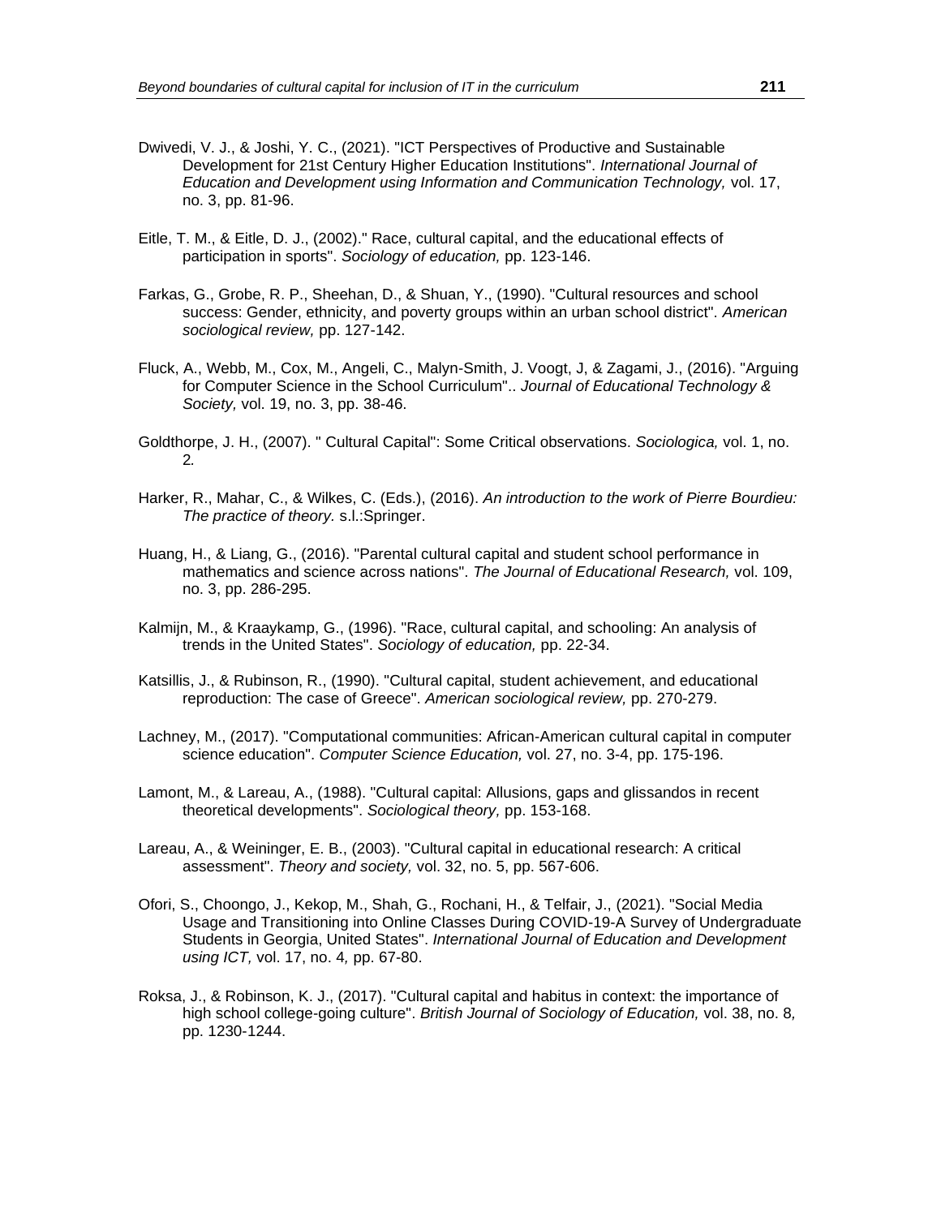Dwivedi, V. J., & Joshi, Y. C., (2021). "ICT Perspectives of Productive and Sustainable Development for 21st Century Higher Education Institutions". *International Journal of Education and Development using Information and Communication Technology,* vol. 17, no. 3, pp. 81-96.

Eitle, T. M., & Eitle, D. J., (2002)." Race, cultural capital, and the educational effects of participation in sports". *Sociology of education,* pp. 123-146.

Farkas, G., Grobe, R. P., Sheehan, D., & Shuan, Y., (1990). "Cultural resources and school success: Gender, ethnicity, and poverty groups within an urban school district". *American sociological review,* pp. 127-142.

Fluck, A., Webb, M., Cox, M., Angeli, C., Malyn-Smith, J. Voogt, J, & Zagami, J., (2016). "Arguing for Computer Science in the School Curriculum".. *Journal of Educational Technology & Society,* vol. 19, no. 3, pp. 38-46.

Goldthorpe, J. H., (2007). " Cultural Capital": Some Critical observations. *Sociologica,* vol. 1, no. 2*.*

Harker, R., Mahar, C., & Wilkes, C. (Eds.), (2016). *An introduction to the work of Pierre Bourdieu: The practice of theory.* s.l.:Springer.

Huang, H., & Liang, G., (2016). "Parental cultural capital and student school performance in mathematics and science across nations". *The Journal of Educational Research,* vol. 109, no. 3, pp. 286-295.

Kalmijn, M., & Kraaykamp, G., (1996). "Race, cultural capital, and schooling: An analysis of trends in the United States". *Sociology of education,* pp. 22-34.

Katsillis, J., & Rubinson, R., (1990). "Cultural capital, student achievement, and educational reproduction: The case of Greece". *American sociological review,* pp. 270-279.

Lachney, M., (2017). "Computational communities: African-American cultural capital in computer science education". *Computer Science Education,* vol. 27, no. 3-4, pp. 175-196.

Lamont, M., & Lareau, A., (1988). "Cultural capital: Allusions, gaps and glissandos in recent theoretical developments". *Sociological theory,* pp. 153-168.

Lareau, A., & Weininger, E. B., (2003). "Cultural capital in educational research: A critical assessment". *Theory and society,* vol. 32, no. 5, pp. 567-606.

Ofori, S., Choongo, J., Kekop, M., Shah, G., Rochani, H., & Telfair, J., (2021). "Social Media Usage and Transitioning into Online Classes During COVID-19-A Survey of Undergraduate Students in Georgia, United States". *International Journal of Education and Development using ICT,* vol. 17, no. 4*,* pp. 67-80.

Roksa, J., & Robinson, K. J., (2017). "Cultural capital and habitus in context: the importance of high school college-going culture". *British Journal of Sociology of Education,* vol. 38, no. 8*,* pp. 1230-1244.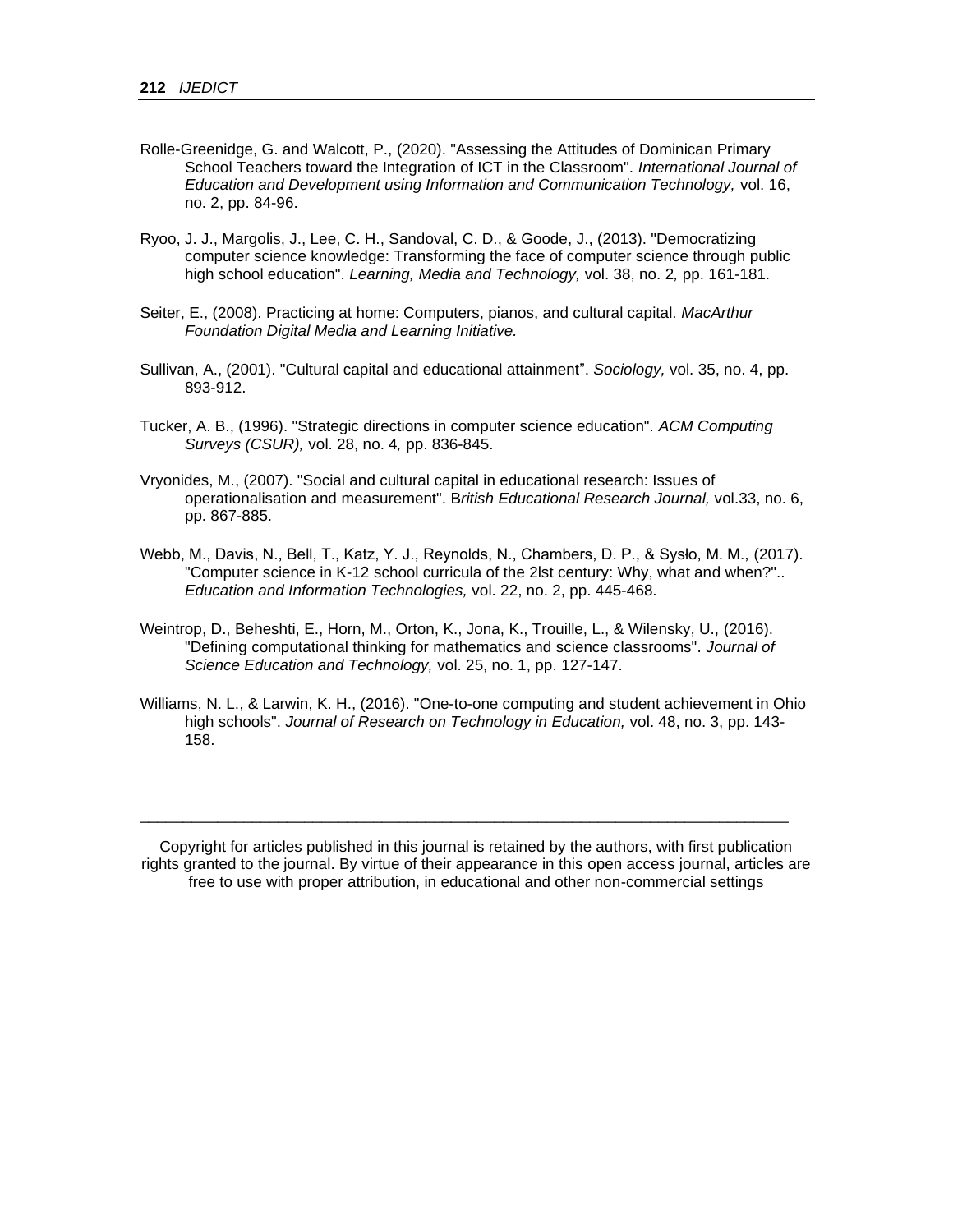Rolle-Greenidge, G. and Walcott, P., (2020). "Assessing the Attitudes of Dominican Primary School Teachers toward the Integration of ICT in the Classroom". *International Journal of Education and Development using Information and Communication Technology,* vol. 16, no. 2, pp. 84-96.

Ryoo, J. J., Margolis, J., Lee, C. H., Sandoval, C. D., & Goode, J., (2013). "Democratizing computer science knowledge: Transforming the face of computer science through public high school education". *Learning, Media and Technology,* vol. 38, no. 2, pp. 161-181.

Seiter, E., (2008). Practicing at home: Computers, pianos, and cultural capital. *MacArthur Foundation Digital Media and Learning Initiative.*

Sullivan, A., (2001). "Cultural capital and educational attainment". *Sociology,* vol. 35, no. 4, pp. 893-912.

Tucker, A. B., (1996). "Strategic directions in computer science education". *ACM Computing Surveys (CSUR),* vol. 28, no. 4, pp. 836-845.

Vryonides, M., (2007). "Social and cultural capital in educational research: Issues of operationalisation and measurement". B*ritish Educational Research Journal,* vol.33, no. 6, pp. 867-885.

Webb, M., Davis, N., Bell, T., Katz, Y. J., Reynolds, N., Chambers, D. P., & Sysło, M. M., (2017). "Computer science in K-12 school curricula of the 2lst century: Why, what and when?".. *Education and Information Technologies,* vol. 22, no. 2, pp. 445-468.

Weintrop, D., Beheshti, E., Horn, M., Orton, K., Jona, K., Trouille, L., & Wilensky, U., (2016). "Defining computational thinking for mathematics and science classrooms". *Journal of Science Education and Technology,* vol. 25, no. 1, pp. 127-147.

Williams, N. L., & Larwin, K. H., (2016). "One-to-one computing and student achievement in Ohio high schools". *Journal of Research on Technology in Education,* vol. 48, no. 3, pp. 143-158.

---

Copyright for articles published in this journal is retained by the authors, with first publication rights granted to the journal. By virtue of their appearance in this open access journal, articles are free to use with proper attribution, in educational and other non-commercial settings